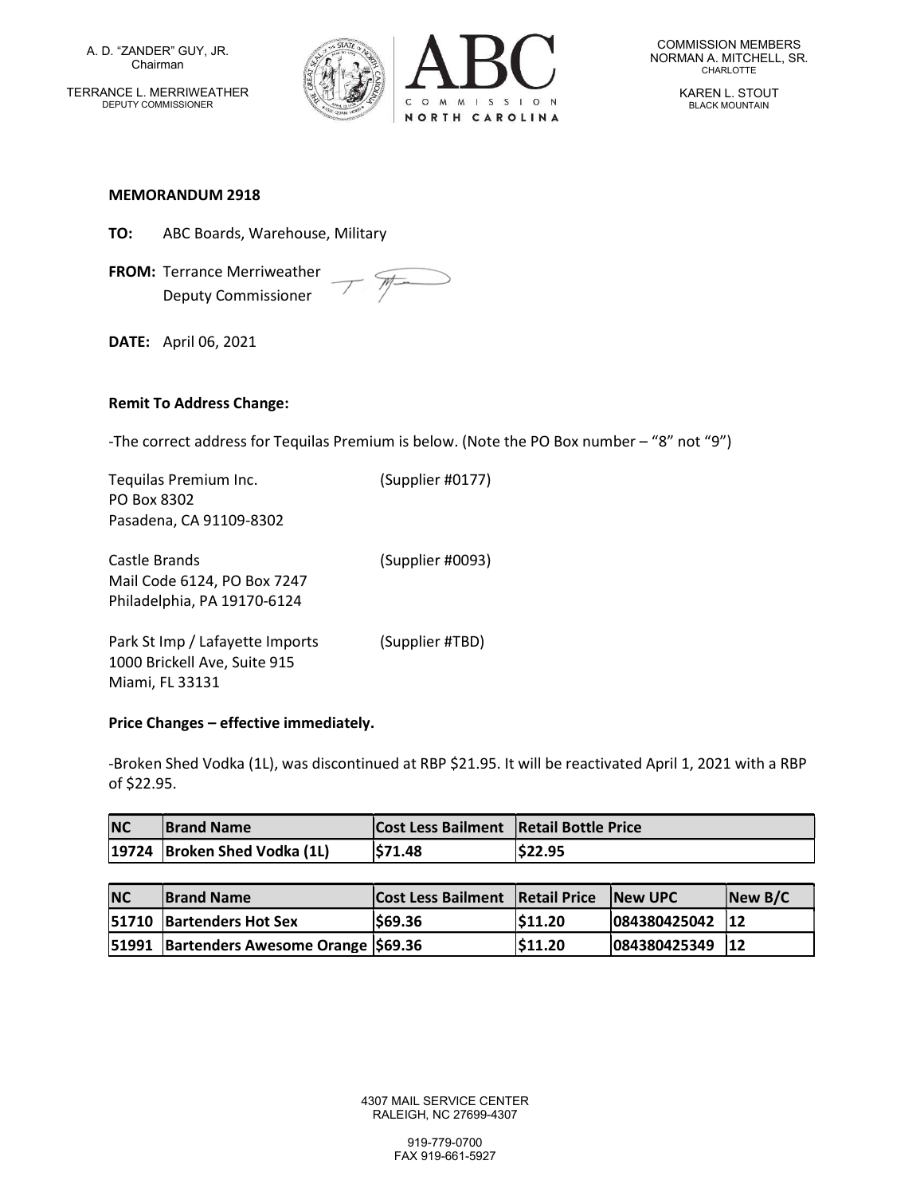A. D. "ZANDER" GUY, JR.
Chairman

TERRANCE L. MERRIWEATHER
DEPUTY COMMISSIONER

COMMISSION MEMBERS
NORMAN A. MITCHELL, SR.
CHARLOTTE

KAREN L. STOUT
BLACK MOUNTAIN

**MEMORANDUM 2918**

**TO:** ABC Boards, Warehouse, Military

**FROM:** Terrance Merriweather
Deputy Commissioner

**DATE:** April 06, 2021

**Remit To Address Change:**

-The correct address for Tequilas Premium is below. (Note the PO Box number – "8" not "9")

Tequilas Premium Inc. (Supplier #0177)
PO Box 8302
Pasadena, CA 91109-8302

Castle Brands (Supplier #0093)
Mail Code 6124, PO Box 7247
Philadelphia, PA 19170-6124

Park St Imp / Lafayette Imports (Supplier #TBD)
1000 Brickell Ave, Suite 915
Miami, FL 33131

**Price Changes – effective immediately.**

-Broken Shed Vodka (1L), was discontinued at RBP $21.95. It will be reactivated April 1, 2021 with a RBP of $22.95.

| NC | Brand Name | Cost Less Bailment | Retail Bottle Price |
|---|---|---|---|
| 19724 | Broken Shed Vodka (1L) | $71.48 | $22.95 |

| NC | Brand Name | Cost Less Bailment | Retail Price | New UPC | New B/C |
|---|---|---|---|---|---|
| 51710 | Bartenders Hot Sex | $69.36 | $11.20 | 084380425042 | 12 |
| 51991 | Bartenders Awesome Orange | $69.36 | $11.20 | 084380425349 | 12 |

4307 MAIL SERVICE CENTER
RALEIGH, NC 27699-4307

919-779-0700
FAX 919-661-5927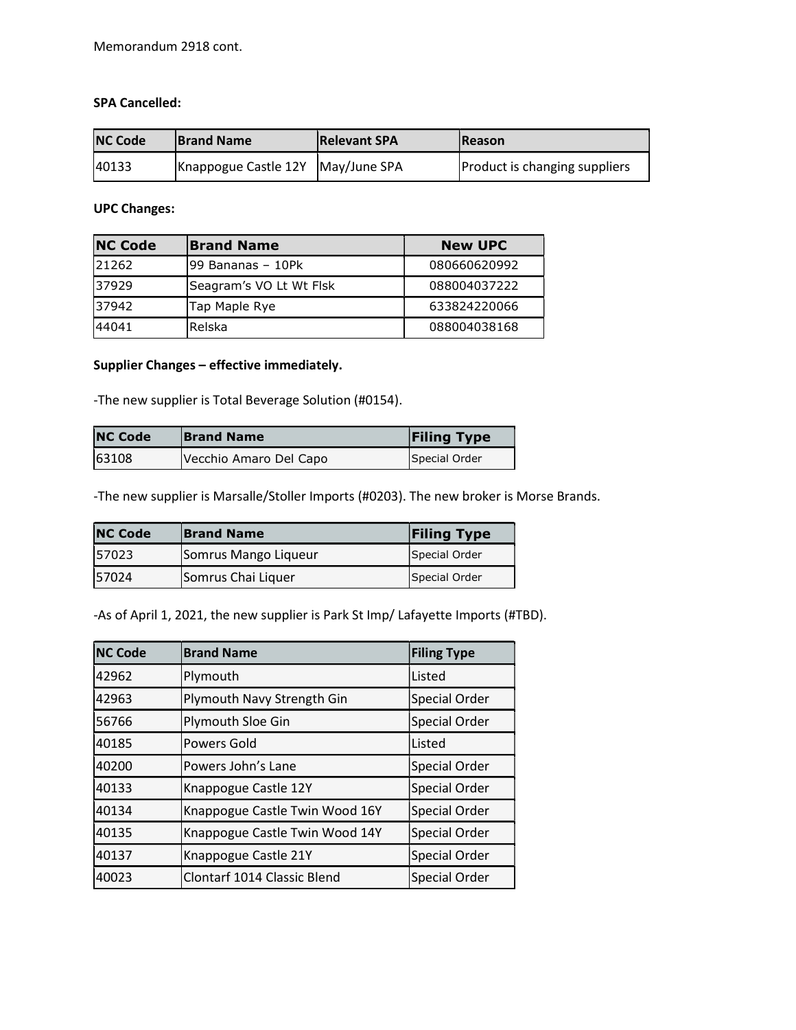Memorandum 2918 cont.

**SPA Cancelled:**

| NC Code | Brand Name | Relevant SPA | Reason |
|---|---|---|---|
| 40133 | Knappogue Castle 12Y | May/June SPA | Product is changing suppliers |

**UPC Changes:**

| NC Code | Brand Name | New UPC |
|---|---|---|
| 21262 | 99 Bananas – 10Pk | 080660620992 |
| 37929 | Seagram's VO Lt Wt Flsk | 088004037222 |
| 37942 | Tap Maple Rye | 633824220066 |
| 44041 | Relska | 088004038168 |

**Supplier Changes – effective immediately.**

-The new supplier is Total Beverage Solution (#0154).

| NC Code | Brand Name | Filing Type |
|---|---|---|
| 63108 | Vecchio Amaro Del Capo | Special Order |

-The new supplier is Marsalle/Stoller Imports (#0203). The new broker is Morse Brands.

| NC Code | Brand Name | Filing Type |
|---|---|---|
| 57023 | Somrus Mango Liqueur | Special Order |
| 57024 | Somrus Chai Liquer | Special Order |

-As of April 1, 2021, the new supplier is Park St Imp/ Lafayette Imports (#TBD).

| NC Code | Brand Name | Filing Type |
|---|---|---|
| 42962 | Plymouth | Listed |
| 42963 | Plymouth Navy Strength Gin | Special Order |
| 56766 | Plymouth Sloe Gin | Special Order |
| 40185 | Powers Gold | Listed |
| 40200 | Powers John's Lane | Special Order |
| 40133 | Knappogue Castle 12Y | Special Order |
| 40134 | Knappogue Castle Twin Wood 16Y | Special Order |
| 40135 | Knappogue Castle Twin Wood 14Y | Special Order |
| 40137 | Knappogue Castle 21Y | Special Order |
| 40023 | Clontarf 1014 Classic Blend | Special Order |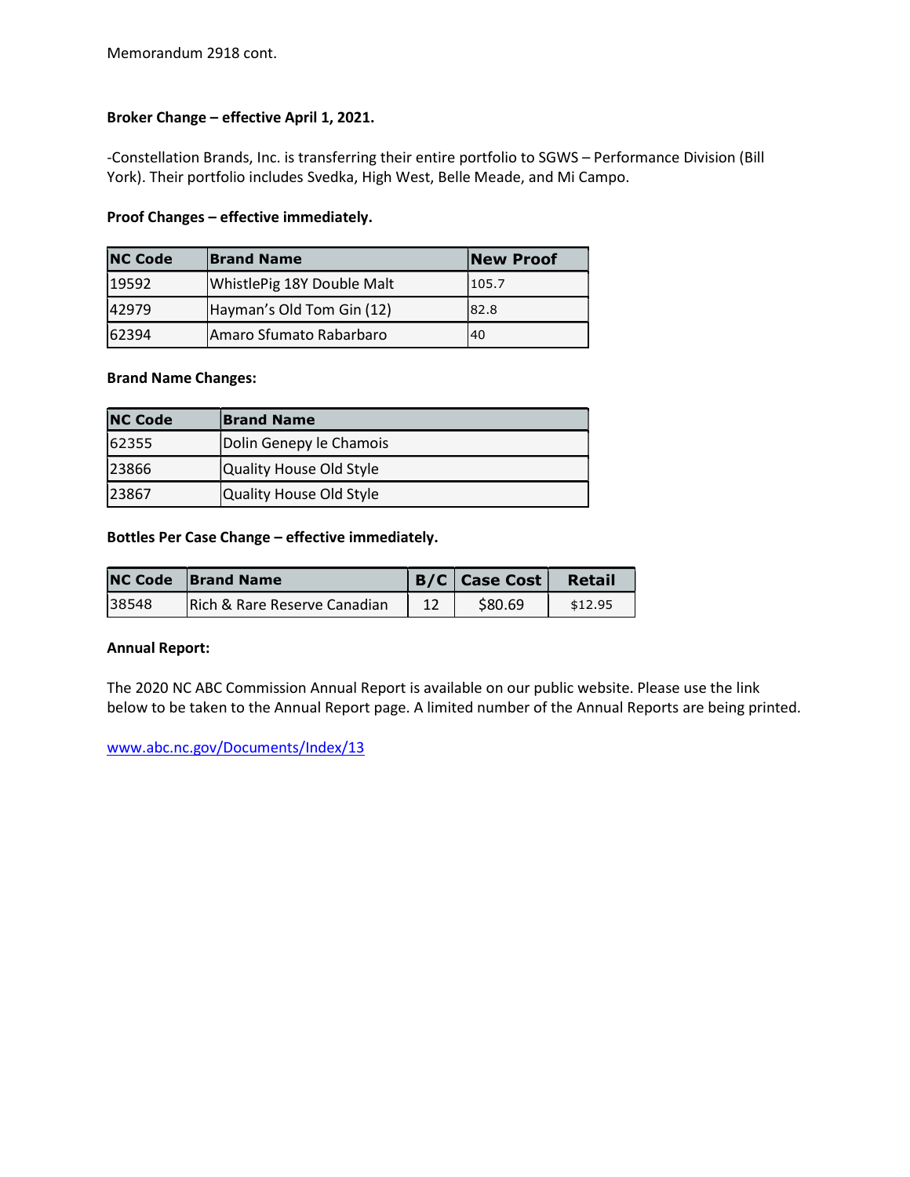Memorandum 2918 cont.

**Broker Change – effective April 1, 2021.**

-Constellation Brands, Inc. is transferring their entire portfolio to SGWS – Performance Division (Bill York). Their portfolio includes Svedka, High West, Belle Meade, and Mi Campo.

**Proof Changes – effective immediately.**

| NC Code | Brand Name | New Proof |
|---|---|---|
| 19592 | WhistlePig 18Y Double Malt | 105.7 |
| 42979 | Hayman's Old Tom Gin (12) | 82.8 |
| 62394 | Amaro Sfumato Rabarbaro | 40 |

**Brand Name Changes:**

| NC Code | Brand Name |
|---|---|
| 62355 | Dolin Genepy le Chamois |
| 23866 | Quality House Old Style |
| 23867 | Quality House Old Style |

**Bottles Per Case Change – effective immediately.**

| NC Code | Brand Name | B/C | Case Cost | Retail |
|---|---|---|---|---|
| 38548 | Rich & Rare Reserve Canadian | 12 | $80.69 | $12.95 |

**Annual Report:**

The 2020 NC ABC Commission Annual Report is available on our public website. Please use the link below to be taken to the Annual Report page. A limited number of the Annual Reports are being printed.

www.abc.nc.gov/Documents/Index/13